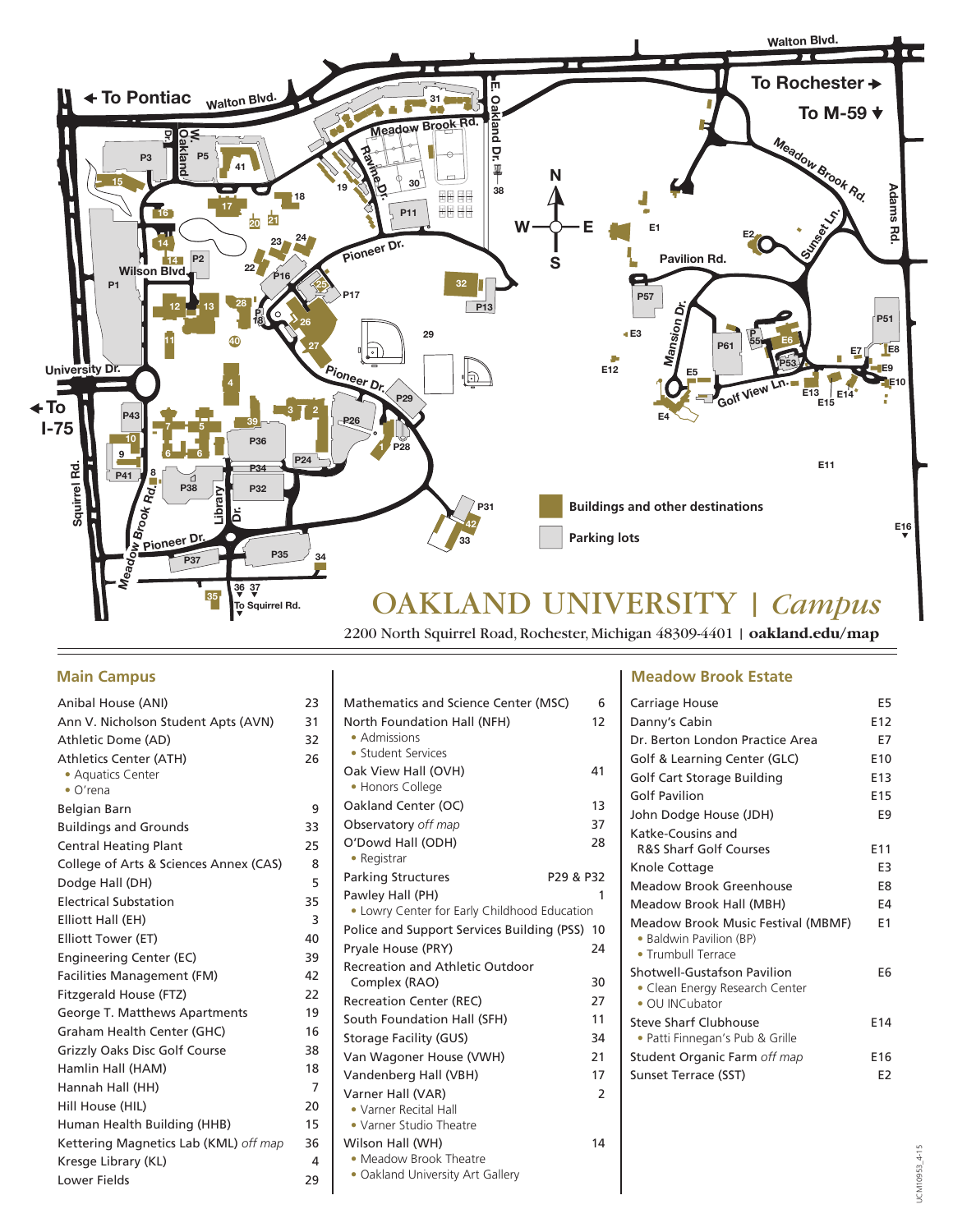# OAKLAND UNIVERSITY | *Campus*

2200 North Squirrel Road, Rochester, Michigan 48309-4401 | **oakland.edu/map**

Buildings and other destinations

Parking lots

## Main Campus

| Building | No. |
|---|---|
| Anibal House (ANI) | 23 |
| Ann V. Nicholson Student Apts (AVN) | 31 |
| Athletic Dome (AD) | 32 |
| Athletics Center (ATH) • Aquatics Center • O'rena | 26 |
| Belgian Barn | 9 |
| Buildings and Grounds | 33 |
| Central Heating Plant | 25 |
| College of Arts & Sciences Annex (CAS) | 8 |
| Dodge Hall (DH) | 5 |
| Electrical Substation | 35 |
| Elliott Hall (EH) | 3 |
| Elliott Tower (ET) | 40 |
| Engineering Center (EC) | 39 |
| Facilities Management (FM) | 42 |
| Fitzgerald House (FTZ) | 22 |
| George T. Matthews Apartments | 19 |
| Graham Health Center (GHC) | 16 |
| Grizzly Oaks Disc Golf Course | 38 |
| Hamlin Hall (HAM) | 18 |
| Hannah Hall (HH) | 7 |
| Hill House (HIL) | 20 |
| Human Health Building (HHB) | 15 |
| Kettering Magnetics Lab (KML) *off map* | 36 |
| Kresge Library (KL) | 4 |
| Lower Fields | 29 |
| Mathematics and Science Center (MSC) | 6 |
| North Foundation Hall (NFH) • Admissions • Student Services | 12 |
| Oak View Hall (OVH) • Honors College | 41 |
| Oakland Center (OC) | 13 |
| Observatory *off map* | 37 |
| O'Dowd Hall (ODH) • Registrar | 28 |
| Parking Structures | P29 & P32 |
| Pawley Hall (PH) • Lowry Center for Early Childhood Education | 1 |
| Police and Support Services Building (PSS) | 10 |
| Pryale House (PRY) | 24 |
| Recreation and Athletic Outdoor Complex (RAO) | 30 |
| Recreation Center (REC) | 27 |
| South Foundation Hall (SFH) | 11 |
| Storage Facility (GUS) | 34 |
| Van Wagoner House (VWH) | 21 |
| Vandenberg Hall (VBH) | 17 |
| Varner Hall (VAR) • Varner Recital Hall • Varner Studio Theatre | 2 |
| Wilson Hall (WH) • Meadow Brook Theatre • Oakland University Art Gallery | 14 |

## Meadow Brook Estate

| Building | No. |
|---|---|
| Carriage House | E5 |
| Danny's Cabin | E12 |
| Dr. Berton London Practice Area | E7 |
| Golf & Learning Center (GLC) | E10 |
| Golf Cart Storage Building | E13 |
| Golf Pavilion | E15 |
| John Dodge House (JDH) | E9 |
| Katke-Cousins and R&S Sharf Golf Courses | E11 |
| Knole Cottage | E3 |
| Meadow Brook Greenhouse | E8 |
| Meadow Brook Hall (MBH) | E4 |
| Meadow Brook Music Festival (MBMF) • Baldwin Pavilion (BP) • Trumbull Terrace | E1 |
| Shotwell-Gustafson Pavilion • Clean Energy Research Center • OU INCubator | E6 |
| Steve Sharf Clubhouse • Patti Finnegan's Pub & Grille | E14 |
| Student Organic Farm *off map* | E16 |
| Sunset Terrace (SST) | E2 |

UCM10953_4-15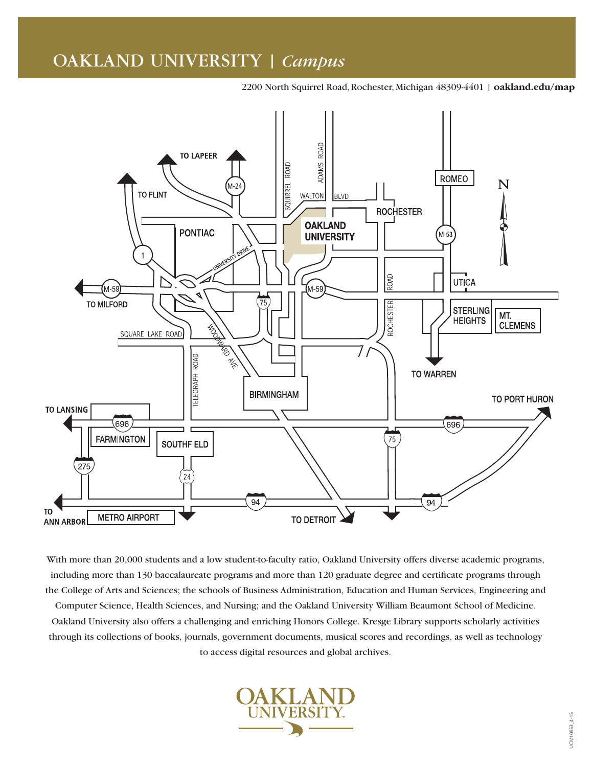# OAKLAND UNIVERSITY | *Campus*

2200 North Squirrel Road, Rochester, Michigan 48309-4401 | **oakland.edu/map**

TO LAPEER
TO FLINT
M-24
SQUIRREL ROAD
ADAMS ROAD
WALTON BLVD
ROMEO
N
ROCHESTER
PONTIAC
OAKLAND UNIVERSITY
M-53
1
UNIVERSITY DRIVE
M-59
TO MILFORD
M-59
ROAD
UTICA
75
ROCHESTER
STERLING HEIGHTS
MT. CLEMENS
SQUARE LAKE ROAD
WOODWARD AVE
TELEGRAPH ROAD
TO WARREN
BIRMINGHAM
TO PORT HURON
TO LANSING
696
696
FARMINGTON
SOUTHFIELD
75
275
24
94
94
TO ANN ARBOR
METRO AIRPORT
TO DETROIT

With more than 20,000 students and a low student-to-faculty ratio, Oakland University offers diverse academic programs, including more than 130 baccalaureate programs and more than 120 graduate degree and certificate programs through the College of Arts and Sciences; the schools of Business Administration, Education and Human Services, Engineering and Computer Science, Health Sciences, and Nursing; and the Oakland University William Beaumont School of Medicine. Oakland University also offers a challenging and enriching Honors College. Kresge Library supports scholarly activities through its collections of books, journals, government documents, musical scores and recordings, as well as technology to access digital resources and global archives.

OAKLAND UNIVERSITY

UCM10953_4-15